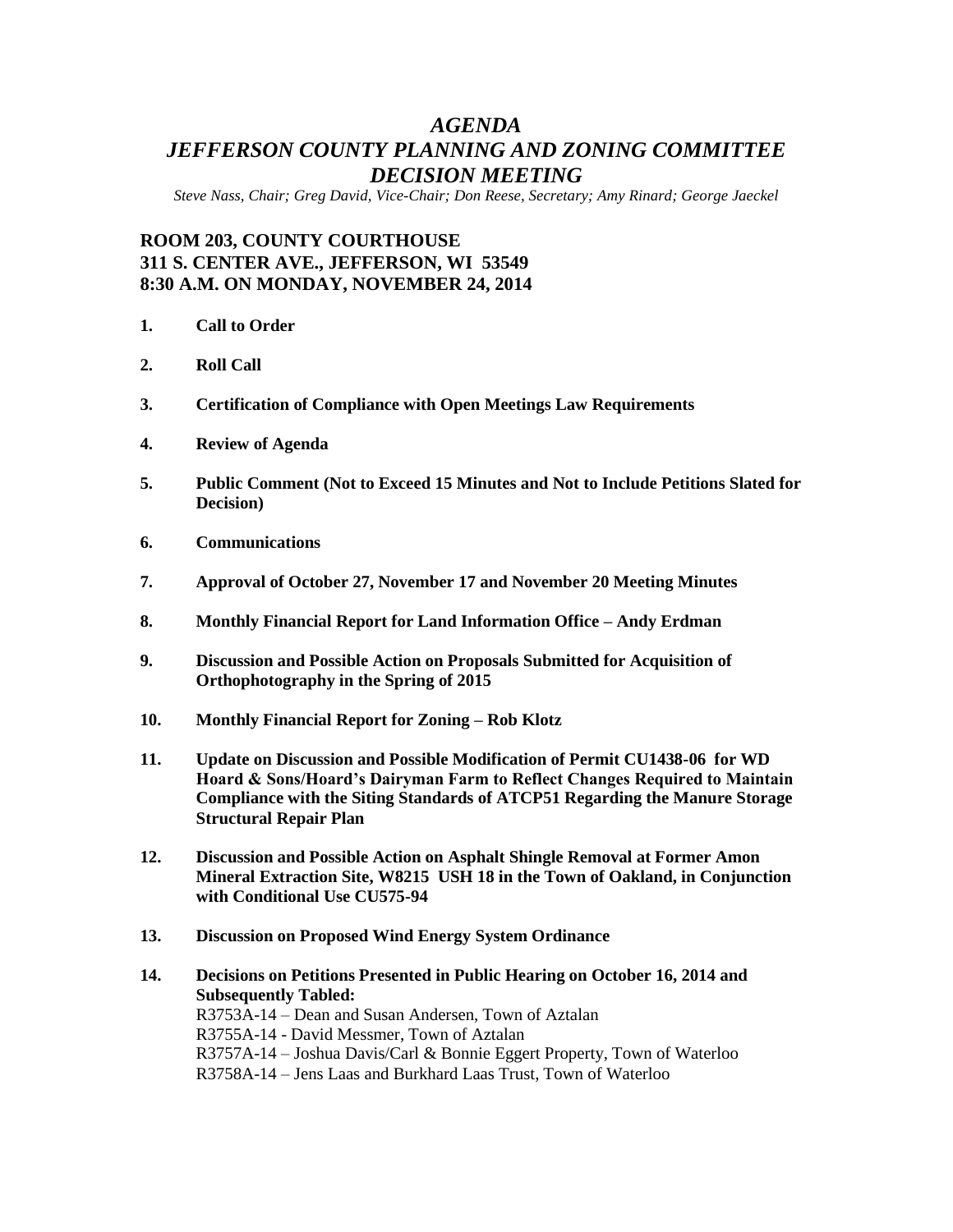# *AGENDA*
# *JEFFERSON COUNTY PLANNING AND ZONING COMMITTEE DECISION MEETING*

*Steve Nass, Chair; Greg David, Vice-Chair; Don Reese, Secretary; Amy Rinard; George Jaeckel*

**ROOM 203, COUNTY COURTHOUSE**
**311 S. CENTER AVE., JEFFERSON, WI 53549**
**8:30 A.M. ON MONDAY, NOVEMBER 24, 2014**

1. **Call to Order**

2. **Roll Call**

3. **Certification of Compliance with Open Meetings Law Requirements**

4. **Review of Agenda**

5. **Public Comment (Not to Exceed 15 Minutes and Not to Include Petitions Slated for Decision)**

6. **Communications**

7. **Approval of October 27, November 17 and November 20 Meeting Minutes**

8. **Monthly Financial Report for Land Information Office – Andy Erdman**

9. **Discussion and Possible Action on Proposals Submitted for Acquisition of Orthophotography in the Spring of 2015**

10. **Monthly Financial Report for Zoning – Rob Klotz**

11. **Update on Discussion and Possible Modification of Permit CU1438-06 for WD Hoard & Sons/Hoard's Dairyman Farm to Reflect Changes Required to Maintain Compliance with the Siting Standards of ATCP51 Regarding the Manure Storage Structural Repair Plan**

12. **Discussion and Possible Action on Asphalt Shingle Removal at Former Amon Mineral Extraction Site, W8215 USH 18 in the Town of Oakland, in Conjunction with Conditional Use CU575-94**

13. **Discussion on Proposed Wind Energy System Ordinance**

14. **Decisions on Petitions Presented in Public Hearing on October 16, 2014 and Subsequently Tabled:**
    R3753A-14 – Dean and Susan Andersen, Town of Aztalan
    R3755A-14 - David Messmer, Town of Aztalan
    R3757A-14 – Joshua Davis/Carl & Bonnie Eggert Property, Town of Waterloo
    R3758A-14 – Jens Laas and Burkhard Laas Trust, Town of Waterloo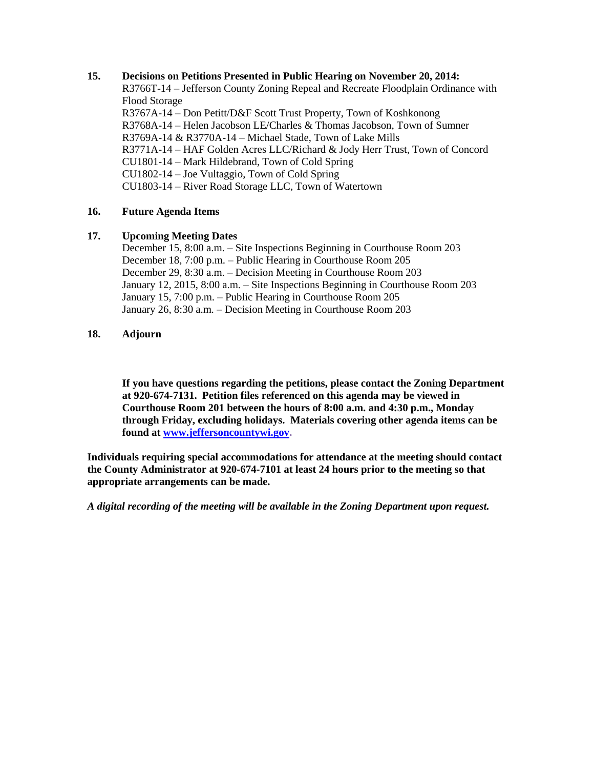**15. Decisions on Petitions Presented in Public Hearing on November 20, 2014:**

R3766T-14 – Jefferson County Zoning Repeal and Recreate Floodplain Ordinance with Flood Storage
R3767A-14 – Don Petitt/D&F Scott Trust Property, Town of Koshkonong
R3768A-14 – Helen Jacobson LE/Charles & Thomas Jacobson, Town of Sumner
R3769A-14 & R3770A-14 – Michael Stade, Town of Lake Mills
R3771A-14 – HAF Golden Acres LLC/Richard & Jody Herr Trust, Town of Concord
CU1801-14 – Mark Hildebrand, Town of Cold Spring
CU1802-14 – Joe Vultaggio, Town of Cold Spring
CU1803-14 – River Road Storage LLC, Town of Watertown

**16. Future Agenda Items**

**17. Upcoming Meeting Dates**

December 15, 8:00 a.m. – Site Inspections Beginning in Courthouse Room 203
December 18, 7:00 p.m. – Public Hearing in Courthouse Room 205
December 29, 8:30 a.m. – Decision Meeting in Courthouse Room 203
January 12, 2015, 8:00 a.m. – Site Inspections Beginning in Courthouse Room 203
January 15, 7:00 p.m. – Public Hearing in Courthouse Room 205
January 26, 8:30 a.m. – Decision Meeting in Courthouse Room 203

**18. Adjourn**

**If you have questions regarding the petitions, please contact the Zoning Department at 920-674-7131. Petition files referenced on this agenda may be viewed in Courthouse Room 201 between the hours of 8:00 a.m. and 4:30 p.m., Monday through Friday, excluding holidays. Materials covering other agenda items can be found at [www.jeffersoncountywi.gov](http://www.jeffersoncountywi.gov).**

**Individuals requiring special accommodations for attendance at the meeting should contact the County Administrator at 920-674-7101 at least 24 hours prior to the meeting so that appropriate arrangements can be made.**

***A digital recording of the meeting will be available in the Zoning Department upon request.***